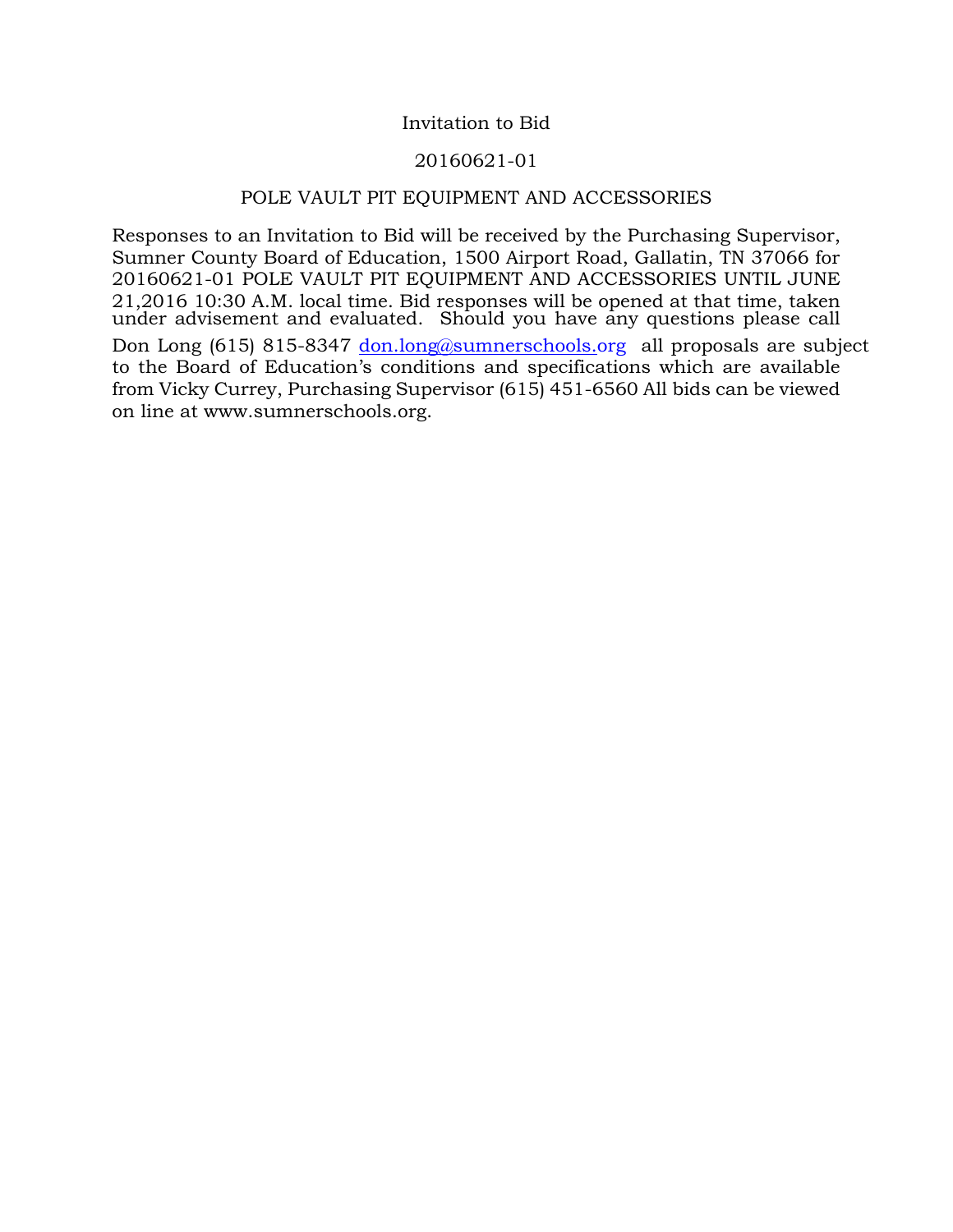# Invitation to Bid

## 20160621-01

## POLE VAULT PIT EQUIPMENT AND ACCESSORIES

Responses to an Invitation to Bid will be received by the Purchasing Supervisor, Sumner County Board of Education, 1500 Airport Road, Gallatin, TN 37066 for 20160621-01 POLE VAULT PIT EQUIPMENT AND ACCESSORIES UNTIL JUNE 21,2016 10:30 A.M. local time. Bid responses will be opened at that time, taken under advisement and evaluated. Should you have any questions please call Don Long (615) 815-8347 don.long@sumnerschools.org all proposals are subject to the Board of Education's conditions and specifications which are available from Vicky Currey, Purchasing Supervisor (615) 451-6560 All bids can be viewed on line at www.sumnerschools.org.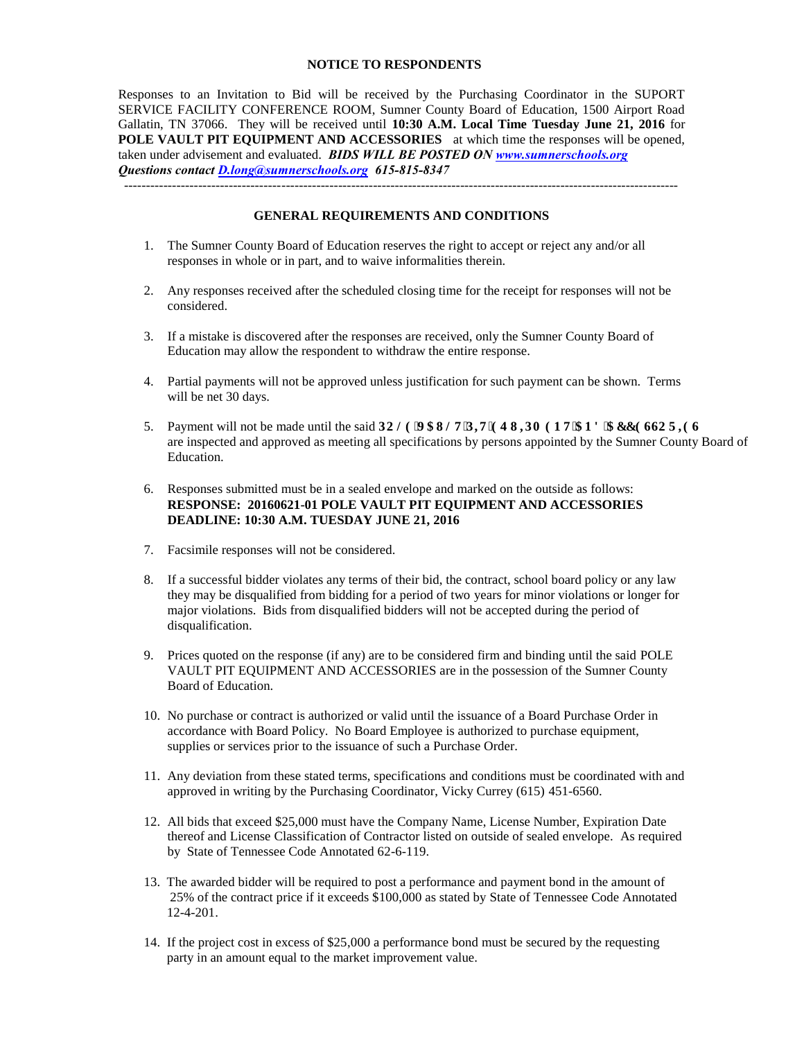## NOTICE TO RESPONDENTS

Responses to an Invitation to Bid will be received by the Purchasing Coordinator in the SUPORT SERVICE FACILITY CONFERENCE ROOM, Sumner County Board of Education, 1500 Airport Road Gallatin, TN 37066. They will be received until **10:30 A.M. Local Time Tuesday June 21, 2016** for **POLE VAULT PIT EQUIPMENT AND ACCESSORIES** at which time the responses will be opened, taken under advisement and evaluated. ***BIDS WILL BE POSTED ON [www.sumnerschools.org](http://www.sumnerschools.org)***
***Questions contact [D.long@sumnerschools.org](mailto:D.long@sumnerschools.org) 615-815-8347***

---

## GENERAL REQUIREMENTS AND CONDITIONS

1. The Sumner County Board of Education reserves the right to accept or reject any and/or all responses in whole or in part, and to waive informalities therein.

2. Any responses received after the scheduled closing time for the receipt for responses will not be considered.

3. If a mistake is discovered after the responses are received, only the Sumner County Board of Education may allow the respondent to withdraw the entire response.

4. Partial payments will not be approved unless justification for such payment can be shown. Terms will be net 30 days.

5. Payment will not be made until the said **32/( 9$8/7 3,7 (48,30(17 $1' $&&(6625,(6** are inspected and approved as meeting all specifications by persons appointed by the Sumner County Board of Education.

6. Responses submitted must be in a sealed envelope and marked on the outside as follows:
   **RESPONSE: 20160621-01 POLE VAULT PIT EQUIPMENT AND ACCESSORIES**
   **DEADLINE: 10:30 A.M. TUESDAY JUNE 21, 2016**

7. Facsimile responses will not be considered.

8. If a successful bidder violates any terms of their bid, the contract, school board policy or any law they may be disqualified from bidding for a period of two years for minor violations or longer for major violations. Bids from disqualified bidders will not be accepted during the period of disqualification.

9. Prices quoted on the response (if any) are to be considered firm and binding until the said POLE VAULT PIT EQUIPMENT AND ACCESSORIES are in the possession of the Sumner County Board of Education.

10. No purchase or contract is authorized or valid until the issuance of a Board Purchase Order in accordance with Board Policy. No Board Employee is authorized to purchase equipment, supplies or services prior to the issuance of such a Purchase Order.

11. Any deviation from these stated terms, specifications and conditions must be coordinated with and approved in writing by the Purchasing Coordinator, Vicky Currey (615) 451-6560.

12. All bids that exceed $25,000 must have the Company Name, License Number, Expiration Date thereof and License Classification of Contractor listed on outside of sealed envelope. As required by State of Tennessee Code Annotated 62-6-119.

13. The awarded bidder will be required to post a performance and payment bond in the amount of 25% of the contract price if it exceeds $100,000 as stated by State of Tennessee Code Annotated 12-4-201.

14. If the project cost in excess of $25,000 a performance bond must be secured by the requesting party in an amount equal to the market improvement value.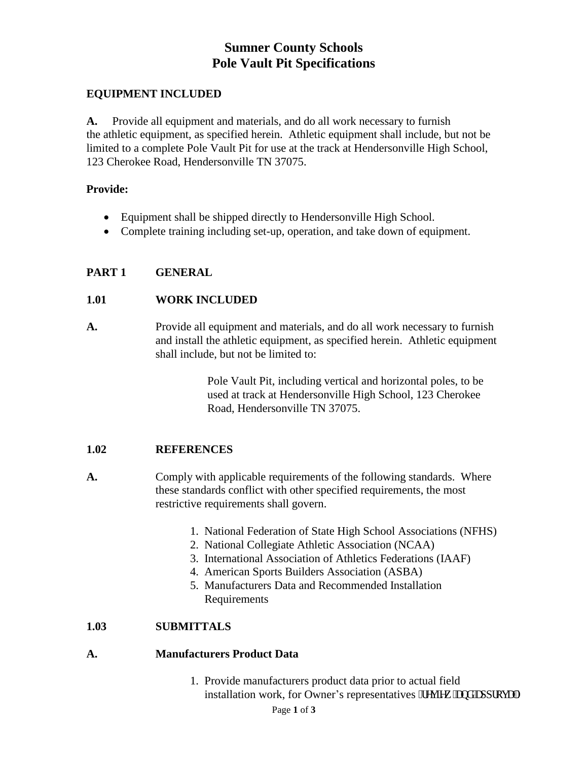# Sumner County Schools
# Pole Vault Pit Specifications

## EQUIPMENT INCLUDED

**A.** Provide all equipment and materials, and do all work necessary to furnish the athletic equipment, as specified herein. Athletic equipment shall include, but not be limited to a complete Pole Vault Pit for use at the track at Hendersonville High School, 123 Cherokee Road, Hendersonville TN 37075.

**Provide:**

- Equipment shall be shipped directly to Hendersonville High School.
- Complete training including set-up, operation, and take down of equipment.

## PART 1 GENERAL

### 1.01 WORK INCLUDED

**A.** Provide all equipment and materials, and do all work necessary to furnish and install the athletic equipment, as specified herein. Athletic equipment shall include, but not be limited to:

Pole Vault Pit, including vertical and horizontal poles, to be used at track at Hendersonville High School, 123 Cherokee Road, Hendersonville TN 37075.

### 1.02 REFERENCES

**A.** Comply with applicable requirements of the following standards. Where these standards conflict with other specified requirements, the most restrictive requirements shall govern.

1. National Federation of State High School Associations (NFHS)
2. National Collegiate Athletic Association (NCAA)
3. International Association of Athletics Federations (IAAF)
4. American Sports Builders Association (ASBA)
5. Manufacturers Data and Recommended Installation Requirements

### 1.03 SUBMITTALS

**A. Manufacturers Product Data**

1. Provide manufacturers product data prior to actual field installation work, for Owner's representatives review and approval.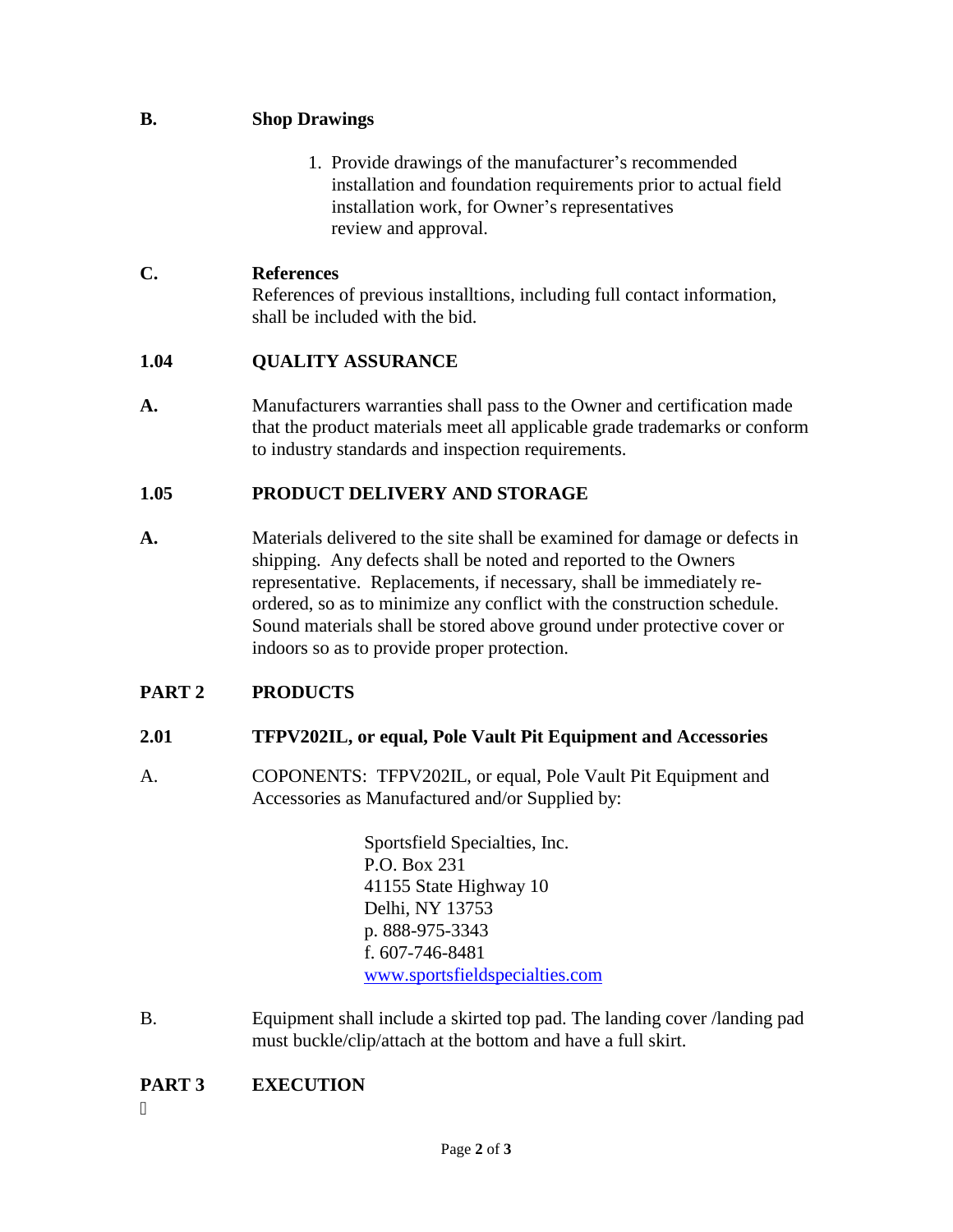**B. Shop Drawings**

1. Provide drawings of the manufacturer's recommended installation and foundation requirements prior to actual field installation work, for Owner's representatives review and approval.

**C. References**

References of previous installtions, including full contact information, shall be included with the bid.

## 1.04 QUALITY ASSURANCE

**A.** Manufacturers warranties shall pass to the Owner and certification made that the product materials meet all applicable grade trademarks or conform to industry standards and inspection requirements.

## 1.05 PRODUCT DELIVERY AND STORAGE

**A.** Materials delivered to the site shall be examined for damage or defects in shipping. Any defects shall be noted and reported to the Owners representative. Replacements, if necessary, shall be immediately re-ordered, so as to minimize any conflict with the construction schedule. Sound materials shall be stored above ground under protective cover or indoors so as to provide proper protection.

# PART 2 PRODUCTS

## 2.01 TFPV202IL, or equal, Pole Vault Pit Equipment and Accessories

A. COPONENTS: TFPV202IL, or equal, Pole Vault Pit Equipment and Accessories as Manufactured and/or Supplied by:

Sportsfield Specialties, Inc.
P.O. Box 231
41155 State Highway 10
Delhi, NY 13753
p. 888-975-3343
f. 607-746-8481
www.sportsfieldspecialties.com

B. Equipment shall include a skirted top pad. The landing cover /landing pad must buckle/clip/attach at the bottom and have a full skirt.

# PART 3 EXECUTION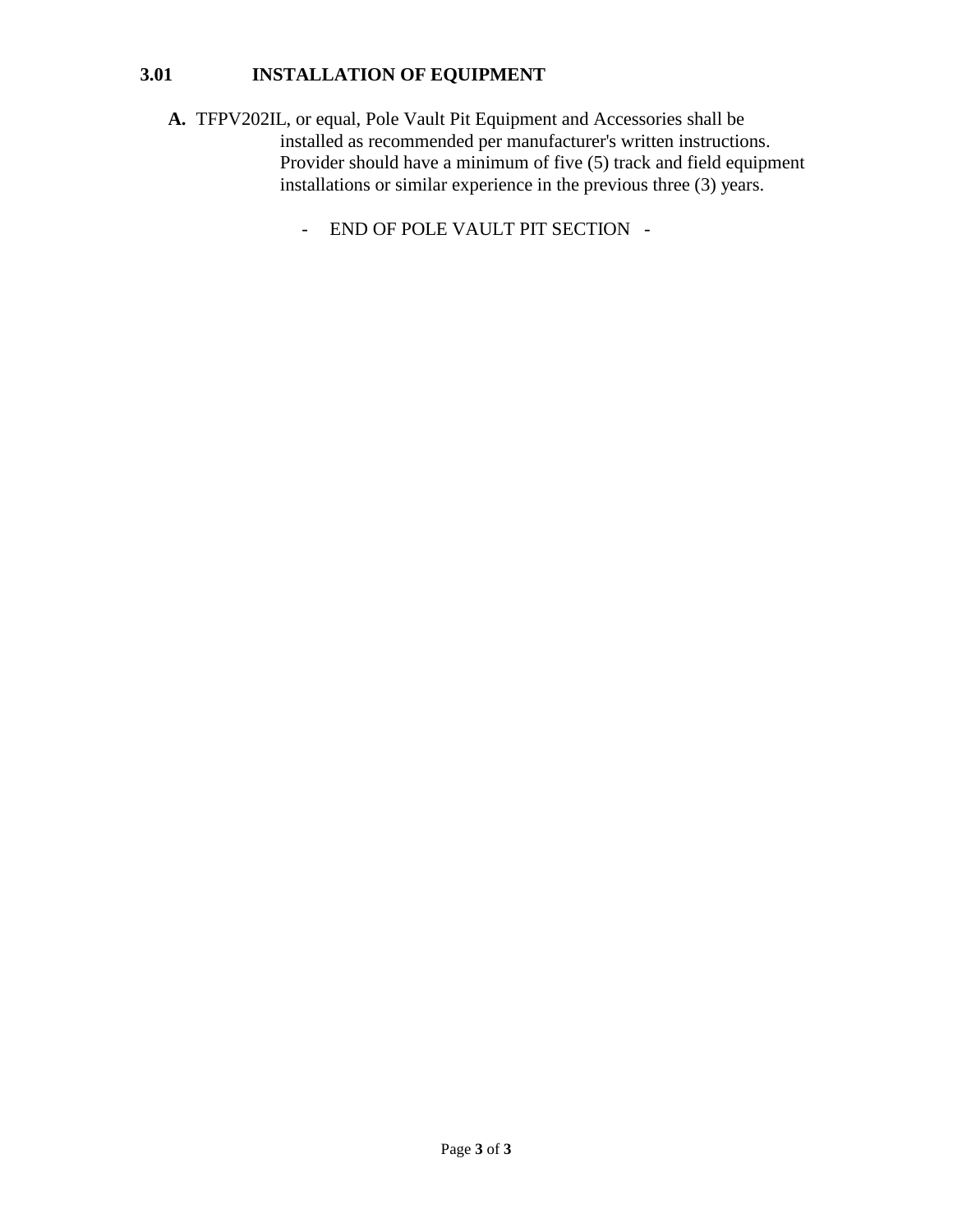### 3.01 INSTALLATION OF EQUIPMENT

**A.** TFPV202IL, or equal, Pole Vault Pit Equipment and Accessories shall be installed as recommended per manufacturer's written instructions. Provider should have a minimum of five (5) track and field equipment installations or similar experience in the previous three (3) years.

\- END OF POLE VAULT PIT SECTION -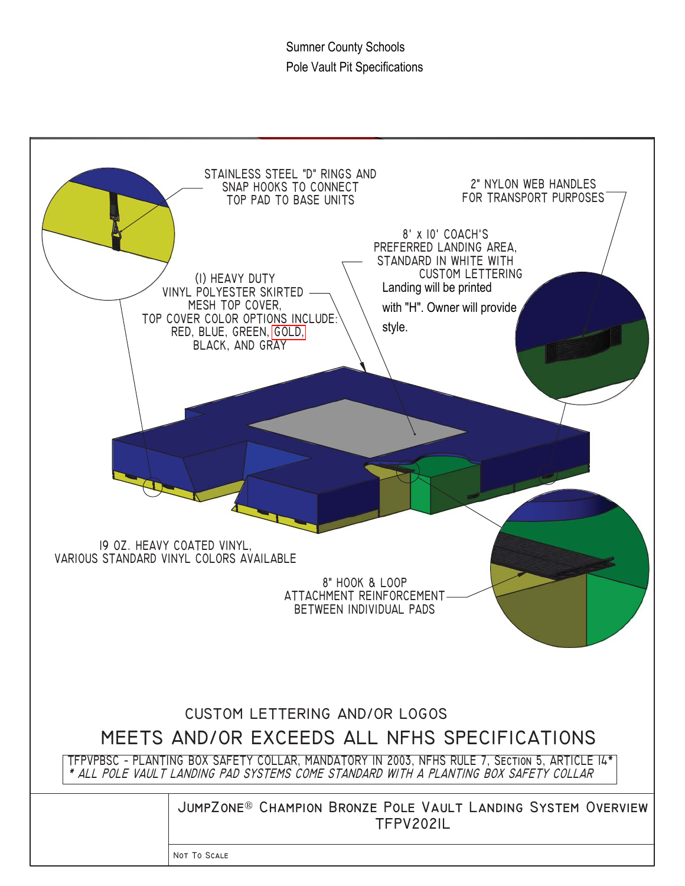Sumner County Schools
Pole Vault Pit Specifications

STAINLESS STEEL "D" RINGS AND SNAP HOOKS TO CONNECT TOP PAD TO BASE UNITS

2" NYLON WEB HANDLES FOR TRANSPORT PURPOSES

8' x 10' COACH'S PREFERRED LANDING AREA, STANDARD IN WHITE WITH CUSTOM LETTERING

Landing will be printed with "H". Owner will provide style.

(1) HEAVY DUTY VINYL POLYESTER SKIRTED MESH TOP COVER, TOP COVER COLOR OPTIONS INCLUDE: RED, BLUE, GREEN, GOLD, BLACK, AND GRAY

19 OZ. HEAVY COATED VINYL, VARIOUS STANDARD VINYL COLORS AVAILABLE

8" HOOK & LOOP ATTACHMENT REINFORCEMENT BETWEEN INDIVIDUAL PADS

CUSTOM LETTERING AND/OR LOGOS

## MEETS AND/OR EXCEEDS ALL NFHS SPECIFICATIONS

TFPVPBSC - PLANTING BOX SAFETY COLLAR, MANDATORY IN 2003, NFHS RULE 7, SECTION 5, ARTICLE 14*
*\* ALL POLE VAULT LANDING PAD SYSTEMS COME STANDARD WITH A PLANTING BOX SAFETY COLLAR*

JUMPZONE® CHAMPION BRONZE POLE VAULT LANDING SYSTEM OVERVIEW
TFPV202IL

NOT TO SCALE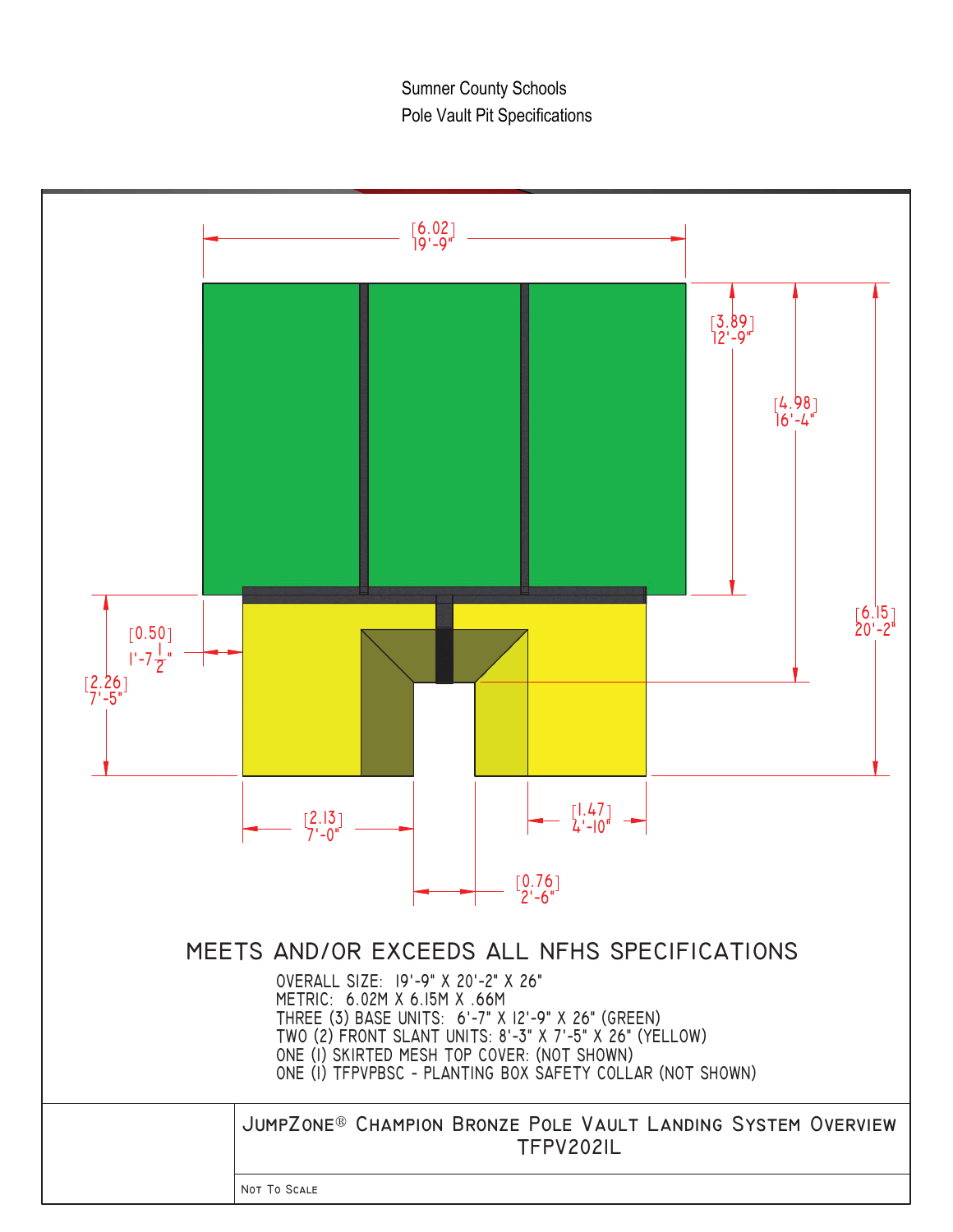Sumner County Schools

Pole Vault Pit Specifications

[6.02] 19'-9"

[3.89] 12'-9"

[4.98] 16'-4"

[6.15] 20'-2"

[0.50] 1'-7 1/2"

[2.26] 7'-5"

[2.13] 7'-0"

[1.47] 4'-10"

[0.76] 2'-6"

## MEETS AND/OR EXCEEDS ALL NFHS SPECIFICATIONS

OVERALL SIZE: 19'-9" X 20'-2" X 26"
METRIC: 6.02M X 6.15M X .66M
THREE (3) BASE UNITS: 6'-7" X 12'-9" X 26" (GREEN)
TWO (2) FRONT SLANT UNITS: 8'-3" X 7'-5" X 26" (YELLOW)
ONE (1) SKIRTED MESH TOP COVER: (NOT SHOWN)
ONE (1) TFPVPBSC - PLANTING BOX SAFETY COLLAR (NOT SHOWN)

**JUMPZONE® CHAMPION BRONZE POLE VAULT LANDING SYSTEM OVERVIEW**
**TFPV2021L**

NOT TO SCALE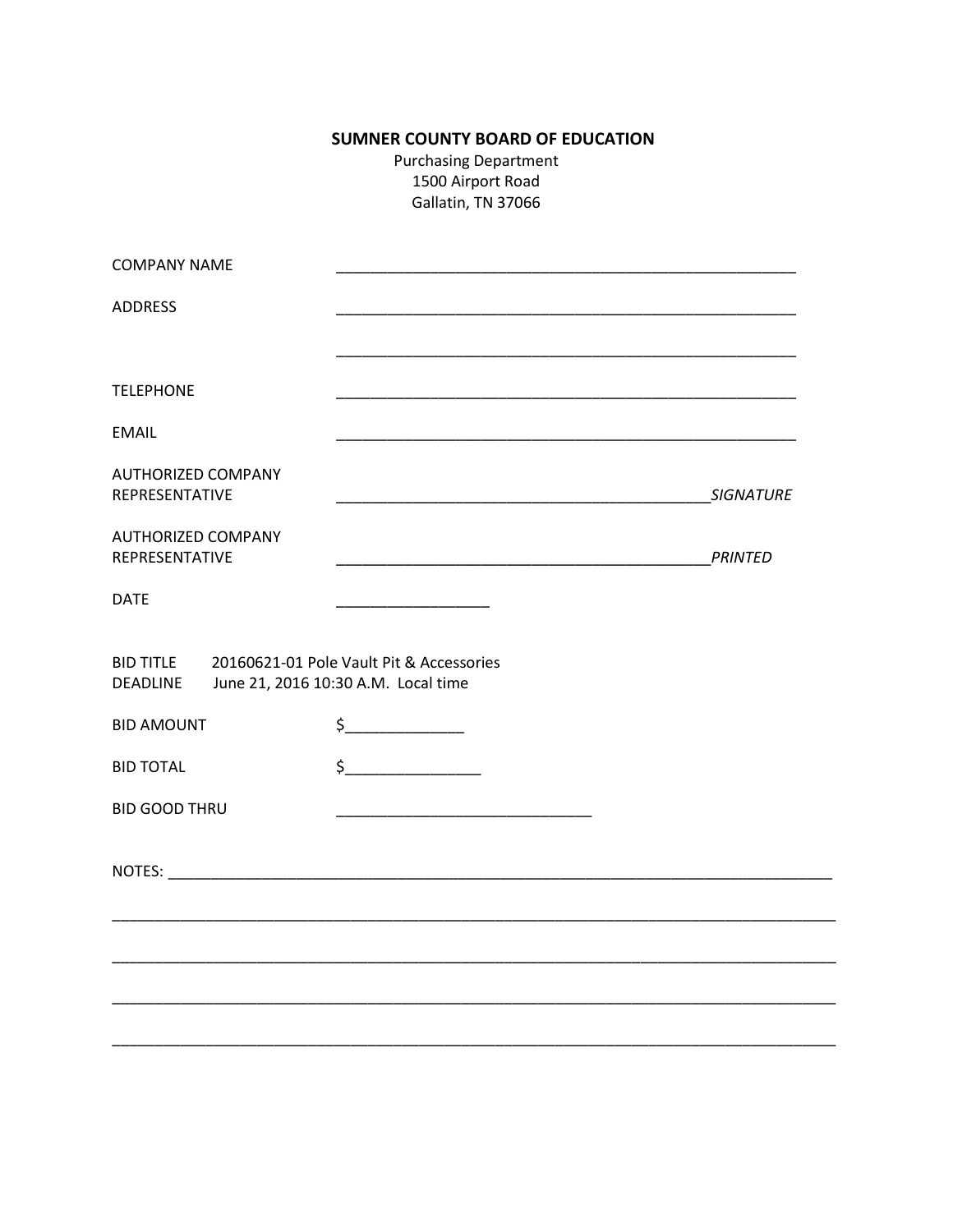# SUMNER COUNTY BOARD OF EDUCATION

Purchasing Department
1500 Airport Road
Gallatin, TN 37066

COMPANY NAME _______________________________________________________

ADDRESS _______________________________________________________

_______________________________________________________

TELEPHONE _______________________________________________________

EMAIL _______________________________________________________

AUTHORIZED COMPANY REPRESENTATIVE ____________________________________________*SIGNATURE*

AUTHORIZED COMPANY REPRESENTATIVE ____________________________________________*PRINTED*

DATE __________________

BID TITLE 20160621-01 Pole Vault Pit & Accessories
DEADLINE June 21, 2016 10:30 A.M. Local time

BID AMOUNT $______________

BID TOTAL $________________

BID GOOD THRU ______________________________

NOTES: ________________________________________________________________________________

________________________________________________________________________________________

________________________________________________________________________________________

________________________________________________________________________________________

________________________________________________________________________________________